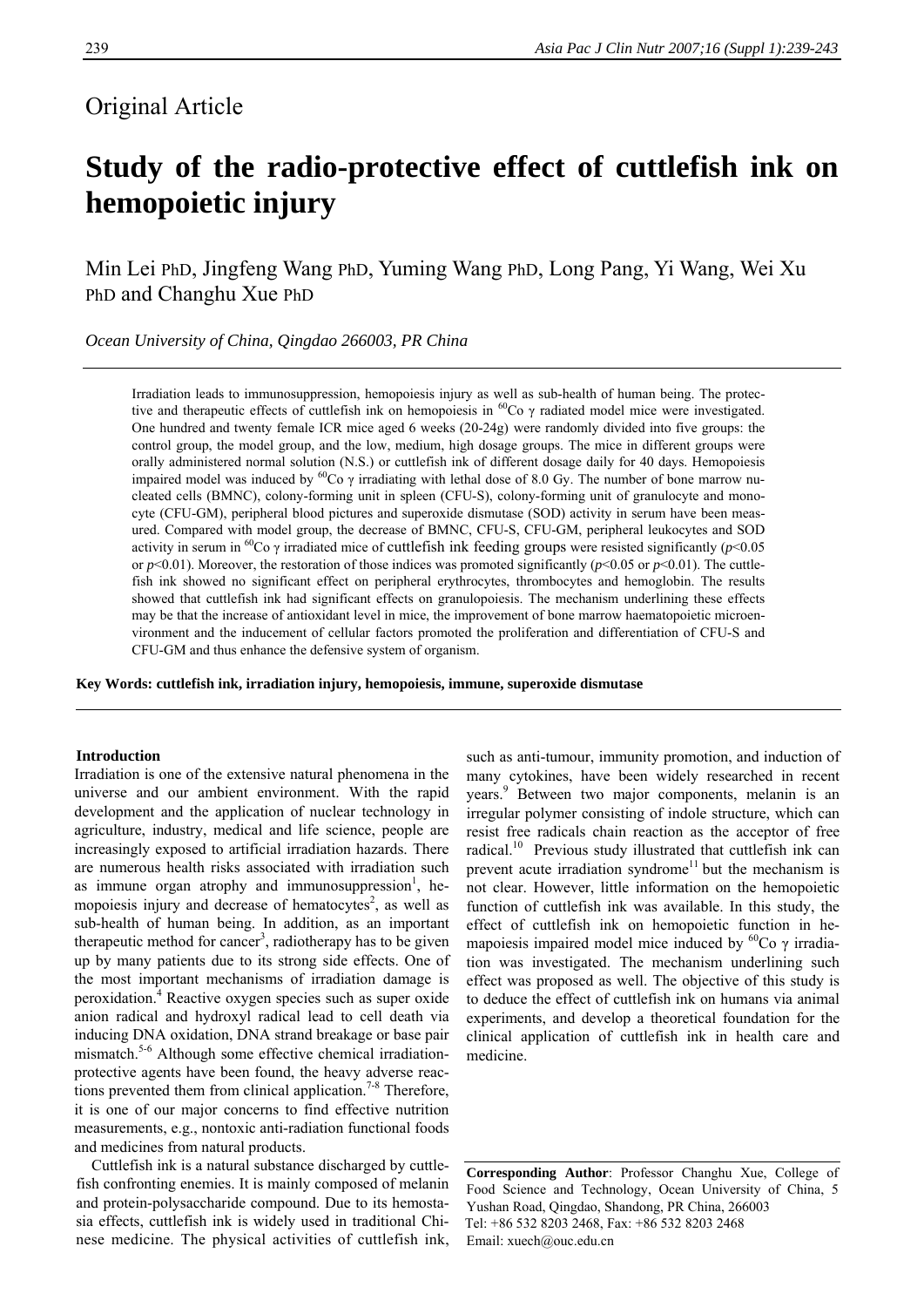Original Article

# Study of the radio-protective effect of cuttlefish ink on hemopoietic injury

Min Lei PhD, Jingfeng Wang PhD, Yuming Wang PhD, Long Pang, Yi Wang, Wei Xu PhD and Changhu Xue PhD

*Ocean University of China, Qingdao 266003, PR China*

Irradiation leads to immunosuppression, hemopoiesis injury as well as sub-health of human being. The protective and therapeutic effects of cuttlefish ink on hemopoiesis in $^{60}Co$ γ radiated model mice were investigated. One hundred and twenty female ICR mice aged 6 weeks (20-24g) were randomly divided into five groups: the control group, the model group, and the low, medium, high dosage groups. The mice in different groups were orally administered normal solution (N.S.) or cuttlefish ink of different dosage daily for 40 days. Hemopoiesis impaired model was induced by $^{60}Co$ γ irradiating with lethal dose of 8.0 Gy. The number of bone marrow nucleated cells (BMNC), colony-forming unit in spleen (CFU-S), colony-forming unit of granulocyte and monocyte (CFU-GM), peripheral blood pictures and superoxide dismutase (SOD) activity in serum have been measured. Compared with model group, the decrease of BMNC, CFU-S, CFU-GM, peripheral leukocytes and SOD activity in serum in $^{60}Co$ γ irradiated mice of cuttlefish ink feeding groups were resisted significantly ($p<0.05$ or $p<0.01$). Moreover, the restoration of those indices was promoted significantly ($p<0.05$ or $p<0.01$). The cuttlefish ink showed no significant effect on peripheral erythrocytes, thrombocytes and hemoglobin. The results showed that cuttlefish ink had significant effects on granulopoiesis. The mechanism underlining these effects may be that the increase of antioxidant level in mice, the improvement of bone marrow haematopoietic microenvironment and the inducement of cellular factors promoted the proliferation and differentiation of CFU-S and CFU-GM and thus enhance the defensive system of organism.

**Key Words: cuttlefish ink, irradiation injury, hemopoiesis, immune, superoxide dismutase**

## Introduction

Irradiation is one of the extensive natural phenomena in the universe and our ambient environment. With the rapid development and the application of nuclear technology in agriculture, industry, medical and life science, people are increasingly exposed to artificial irradiation hazards. There are numerous health risks associated with irradiation such as immune organ atrophy and immunosuppression[1], hemopoiesis injury and decrease of hematocytes[2], as well as sub-health of human being. In addition, as an important therapeutic method for cancer[3], radiotherapy has to be given up by many patients due to its strong side effects. One of the most important mechanisms of irradiation damage is peroxidation.[4] Reactive oxygen species such as super oxide anion radical and hydroxyl radical lead to cell death via inducing DNA oxidation, DNA strand breakage or base pair mismatch.[5-6] Although some effective chemical irradiation-protective agents have been found, the heavy adverse reactions prevented them from clinical application.[7-8] Therefore, it is one of our major concerns to find effective nutrition measurements, e.g., nontoxic anti-radiation functional foods and medicines from natural products.

Cuttlefish ink is a natural substance discharged by cuttlefish confronting enemies. It is mainly composed of melanin and protein-polysaccharide compound. Due to its hemostasia effects, cuttlefish ink is widely used in traditional Chinese medicine. The physical activities of cuttlefish ink, such as anti-tumour, immunity promotion, and induction of many cytokines, have been widely researched in recent years.[9] Between two major components, melanin is an irregular polymer consisting of indole structure, which can resist free radicals chain reaction as the acceptor of free radical.[10] Previous study illustrated that cuttlefish ink can prevent acute irradiation syndrome[11] but the mechanism is not clear. However, little information on the hemopoietic function of cuttlefish ink was available. In this study, the effect of cuttlefish ink on hemopoietic function in hemapoiesis impaired model mice induced by $^{60}Co$ γ irradiation was investigated. The mechanism underlining such effect was proposed as well. The objective of this study is to deduce the effect of cuttlefish ink on humans via animal experiments, and develop a theoretical foundation for the clinical application of cuttlefish ink in health care and medicine.

**Corresponding Author**: Professor Changhu Xue, College of Food Science and Technology, Ocean University of China, 5 Yushan Road, Qingdao, Shandong, PR China, 266003
Tel: +86 532 8203 2468, Fax: +86 532 8203 2468
Email: xuech@ouc.edu.cn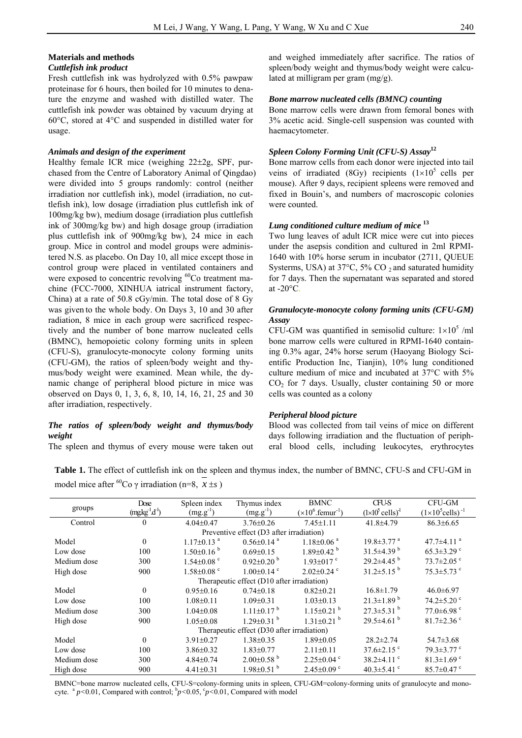## Materials and methods

### *Cuttlefish ink product*

Fresh cuttlefish ink was hydrolyzed with 0.5% pawpaw proteinase for 6 hours, then boiled for 10 minutes to denature the enzyme and washed with distilled water. The cuttlefish ink powder was obtained by vacuum drying at 60°C, stored at 4°C and suspended in distilled water for usage.

### *Animals and design of the experiment*

Healthy female ICR mice (weighing 22±2g, SPF, purchased from the Centre of Laboratory Animal of Qingdao) were divided into 5 groups randomly: control (neither irradiation nor cuttlefish ink), model (irradiation, no cuttlefish ink), low dosage (irradiation plus cuttlefish ink of 100mg/kg bw), medium dosage (irradiation plus cuttlefish ink of 300mg/kg bw) and high dosage group (irradiation plus cuttlefish ink of 900mg/kg bw), 24 mice in each group. Mice in control and model groups were administered N.S. as placebo. On Day 10, all mice except those in control group were placed in ventilated containers and were exposed to concentric revolving $^{60}$Co treatment machine (FCC-7000, XINHUA iatrical instrument factory, China) at a rate of 50.8 cGy/min. The total dose of 8 Gy was given to the whole body. On Days 3, 10 and 30 after radiation, 8 mice in each group were sacrificed respectively and the number of bone marrow nucleated cells (BMNC), hemopoietic colony forming units in spleen (CFU-S), granulocyte-monocyte colony forming units (CFU-GM), the ratios of spleen/body weight and thymus/body weight were examined. Mean while, the dynamic change of peripheral blood picture in mice was observed on Days 0, 1, 3, 6, 8, 10, 14, 16, 21, 25 and 30 after irradiation, respectively.

### *The ratios of spleen/body weight and thymus/body weight*

The spleen and thymus of every mouse were taken out and weighed immediately after sacrifice. The ratios of spleen/body weight and thymus/body weight were calculated at milligram per gram (mg/g).

### *Bone marrow nucleated cells (BMNC) counting*

Bone marrow cells were drawn from femoral bones with 3% acetic acid. Single-cell suspension was counted with haemacytometer.

### *Spleen Colony Forming Unit (CFU-S) Assay*[12]

Bone marrow cells from each donor were injected into tail veins of irradiated (8Gy) recipients ($1\times10^5$ cells per mouse). After 9 days, recipient spleens were removed and fixed in Bouin's, and numbers of macroscopic colonies were counted.

### *Lung conditioned culture medium of mice* [13]

Two lung leaves of adult ICR mice were cut into pieces under the asepsis condition and cultured in 2ml RPMI-1640 with 10% horse serum in incubator (2711, QUEUE Systerms, USA) at 37°C, 5% $CO_2$ and saturated humidity for 7 days. Then the supernatant was separated and stored at -20°C.

### *Granulocyte-monocyte colony forming units (CFU-GM) Assay*

CFU-GM was quantified in semisolid culture: $1\times10^5$ /ml bone marrow cells were cultured in RPMI-1640 containing 0.3% agar, 24% horse serum (Haoyang Biology Scientific Production Inc, Tianjin), 10% lung conditioned culture medium of mice and incubated at 37°C with 5% $CO_2$ for 7 days. Usually, cluster containing 50 or more cells was counted as a colony

### *Peripheral blood picture*

Blood was collected from tail veins of mice on different days following irradiation and the fluctuation of peripheral blood cells, including leukocytes, erythrocytes

**Table 1.** The effect of cuttlefish ink on the spleen and thymus index, the number of BMNC, CFU-S and CFU-GM in model mice after $^{60}$Co γ irradiation (n=8, $\bar{x}\pm s$)

| groups | Dose ($mg \cdot kg^{-1} \cdot d^{-1}$) | Spleen index ($mg.g^{-1}$) | Thymus index ($mg.g^{-1}$) | BMNC ($\times10^6$.femur$^{-1}$) | CFU-S ($1\times10^5$ cells)$^{-1}$ | CFU-GM ($1\times10^5$cells)$^{-1}$ |
|---|---|---|---|---|---|---|
| Control | 0 | 4.04±0.47 | 3.76±0.26 | 7.45±1.11 | 41.8±4.79 | 86.3±6.65 |
| Preventive effect (D3 after irradiation) | | | | | | |
| Model | 0 | 1.17±0.13 $^a$ | 0.56±0.14 $^a$ | 1.18±0.06 $^a$ | 19.8±3.77 $^a$ | 47.7±4.11 $^a$ |
| Low dose | 100 | 1.50±0.16 $^b$ | 0.69±0.15 | 1.89±0.42 $^b$ | 31.5±4.39 $^b$ | 65.3±3.29 $^c$ |
| Medium dose | 300 | 1.54±0.08 $^c$ | 0.92±0.20 $^b$ | 1.93±017 $^c$ | 29.2±4.45 $^b$ | 73.7±2.05 $^c$ |
| High dose | 900 | 1.58±0.08 $^c$ | 1.00±0.14 $^c$ | 2.02±0.24 $^c$ | 31.2±5.15 $^b$ | 75.3±5.73 $^c$ |
| Therapeutic effect (D10 after irradiation) | | | | | | |
| Model | 0 | 0.95±0.16 | 0.74±0.18 | 0.82±0.21 | 16.8±1.79 | 46.0±6.97 |
| Low dose | 100 | 1.08±0.11 | 1.09±0.31 | 1.03±0.13 | 21.3±1.89 $^b$ | 74.2±5.20 $^c$ |
| Medium dose | 300 | 1.04±0.08 | 1.11±0.17 $^b$ | 1.15±0.21 $^b$ | 27.3±5.31 $^b$ | 77.0±6.98 $^c$ |
| High dose | 900 | 1.05±0.08 | 1.29±0.31 $^b$ | 1.31±0.21 $^b$ | 29.5±4.61 $^b$ | 81.7±2.36 $^c$ |
| Therapeutic effect (D30 after irradiation) | | | | | | |
| Model | 0 | 3.91±0.27 | 1.38±0.35 | 1.89±0.05 | 28.2±2.74 | 54.7±3.68 |
| Low dose | 100 | 3.86±0.32 | 1.83±0.77 | 2.11±0.11 | 37.6±2.15 $^c$ | 79.3±3.77 $^c$ |
| Medium dose | 300 | 4.84±0.74 | 2.00±0.58 $^b$ | 2.25±0.04 $^c$ | 38.2±4.11 $^c$ | 81.3±1.69 $^c$ |
| High dose | 900 | 4.41±0.31 | 1.98±0.51 $^b$ | 2.45±0.09 $^c$ | 40.3±5.41 $^c$ | 85.7±0.47 $^c$ |

BMNC=bone marrow nucleated cells, CFU-S=colony-forming units in spleen, CFU-GM=colony-forming units of granulocyte and monocyte. $^a$ $p<0.01$, Compared with control; $^b$$p<0.05$, $^c$$p<0.01$, Compared with model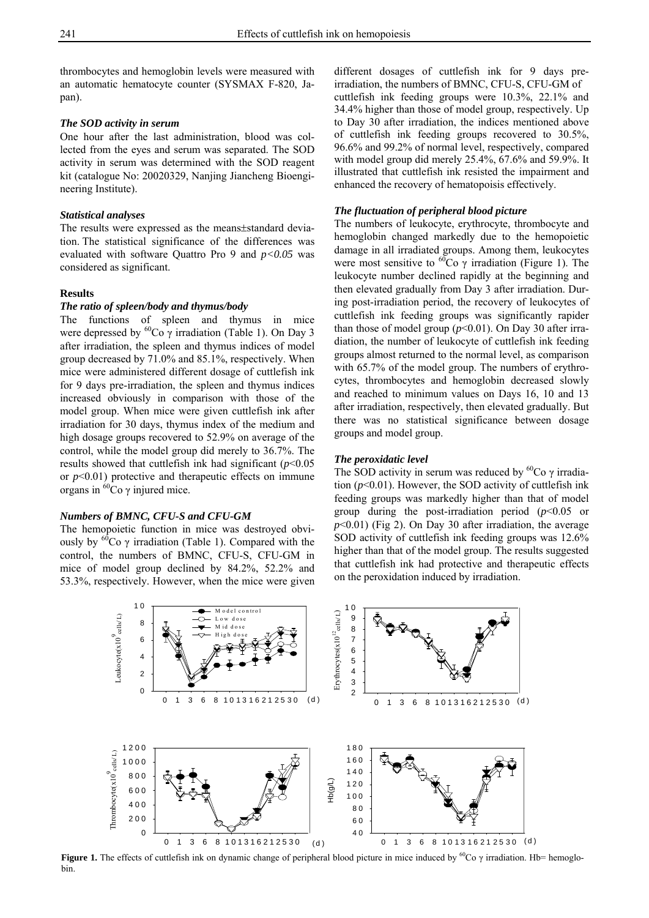thrombocytes and hemoglobin levels were measured with an automatic hematocyte counter (SYSMAX F-820, Japan).

### *The SOD activity in serum*

One hour after the last administration, blood was collected from the eyes and serum was separated. The SOD activity in serum was determined with the SOD reagent kit (catalogue No: 20020329, Nanjing Jiancheng Bioengineering Institute).

### *Statistical analyses*

The results were expressed as the means±standard deviation. The statistical significance of the differences was evaluated with software Quattro Pro 9 and $p<0.05$ was considered as significant.

## Results

### *The ratio of spleen/body and thymus/body*

The functions of spleen and thymus in mice were depressed by $^{60}Co$ $\gamma$ irradiation (Table 1). On Day 3 after irradiation, the spleen and thymus indices of model group decreased by 71.0% and 85.1%, respectively. When mice were administered different dosage of cuttlefish ink for 9 days pre-irradiation, the spleen and thymus indices increased obviously in comparison with those of the model group. When mice were given cuttlefish ink after irradiation for 30 days, thymus index of the medium and high dosage groups recovered to 52.9% on average of the control, while the model group did merely 36.7%. The results showed that cuttlefish ink had significant ($p<0.05$ or $p<0.01$) protective and therapeutic effects on immune organs in $^{60}Co$ $\gamma$ injured mice.

### *Numbers of BMNC, CFU-S and CFU-GM*

The hemopoietic function in mice was destroyed obviously by $^{60}Co$ $\gamma$ irradiation (Table 1). Compared with the control, the numbers of BMNC, CFU-S, CFU-GM in mice of model group declined by 84.2%, 52.2% and 53.3%, respectively. However, when the mice were given different dosages of cuttlefish ink for 9 days pre-irradiation, the numbers of BMNC, CFU-S, CFU-GM of cuttlefish ink feeding groups were 10.3%, 22.1% and 34.4% higher than those of model group, respectively. Up to Day 30 after irradiation, the indices mentioned above of cuttlefish ink feeding groups recovered to 30.5%, 96.6% and 99.2% of normal level, respectively, compared with model group did merely 25.4%, 67.6% and 59.9%. It illustrated that cuttlefish ink resisted the impairment and enhanced the recovery of hematopoisis effectively.

### *The fluctuation of peripheral blood picture*

The numbers of leukocyte, erythrocyte, thrombocyte and hemoglobin changed markedly due to the hemopoietic damage in all irradiated groups. Among them, leukocytes were most sensitive to $^{60}Co$ $\gamma$ irradiation (Figure 1). The leukocyte number declined rapidly at the beginning and then elevated gradually from Day 3 after irradiation. During post-irradiation period, the recovery of leukocytes of cuttlefish ink feeding groups was significantly rapider than those of model group ($p<0.01$). On Day 30 after irradiation, the number of leukocyte of cuttlefish ink feeding groups almost returned to the normal level, as comparison with 65.7% of the model group. The numbers of erythrocytes, thrombocytes and hemoglobin decreased slowly and reached to minimum values on Days 16, 10 and 13 after irradiation, respectively, then elevated gradually. But there was no statistical significance between dosage groups and model group.

### *The peroxidatic level*

The SOD activity in serum was reduced by $^{60}Co$ $\gamma$ irradiation ($p<0.01$). However, the SOD activity of cuttlefish ink feeding groups was markedly higher than that of model group during the post-irradiation period ($p<0.05$ or $p<0.01$) (Fig 2). On Day 30 after irradiation, the average SOD activity of cuttlefish ink feeding groups was 12.6% higher than that of the model group. The results suggested that cuttlefish ink had protective and therapeutic effects on the peroxidation induced by irradiation.

**Figure 1.** The effects of cuttlefish ink on dynamic change of peripheral blood picture in mice induced by $^{60}Co$ $\gamma$ irradiation. Hb= hemoglobin.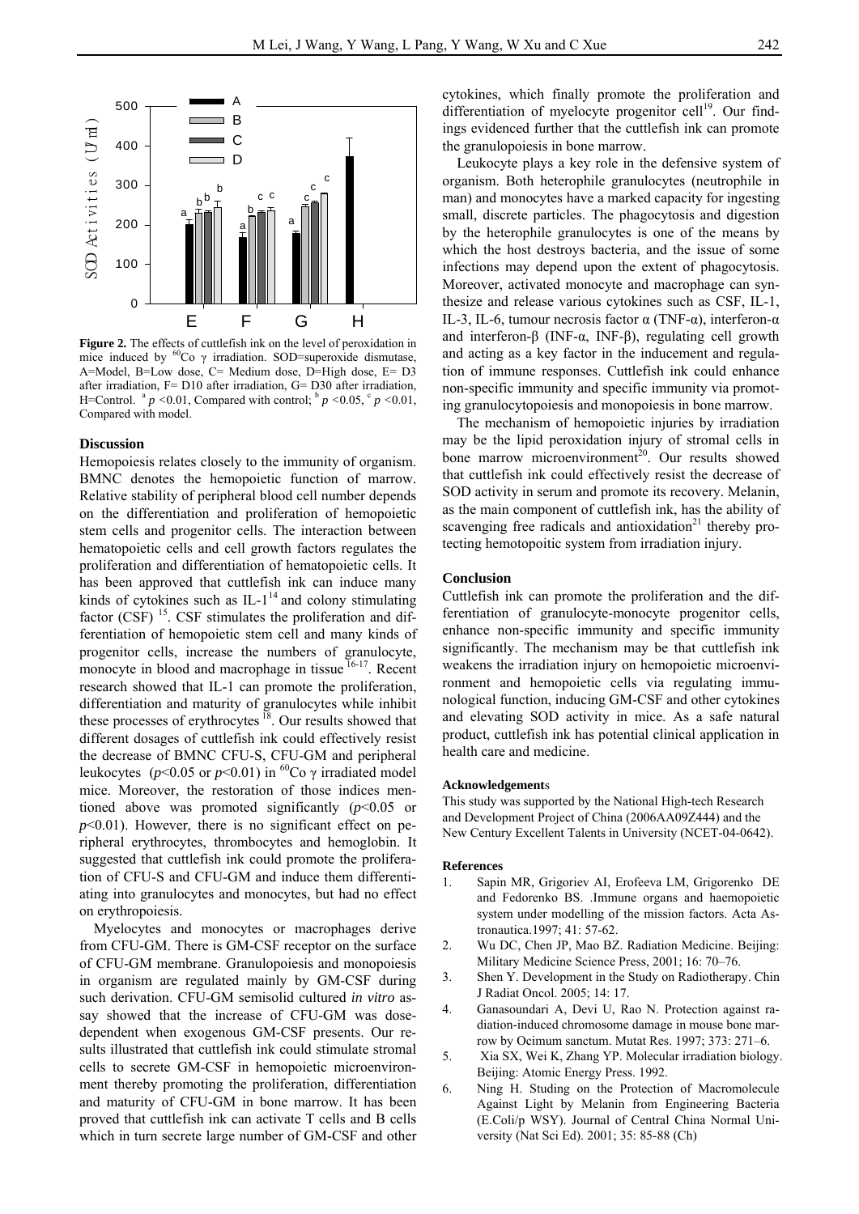**Figure 2.** The effects of cuttlefish ink on the level of peroxidation in mice induced by $^{60}Co$ γ irradiation. SOD=superoxide dismutase, A=Model, B=Low dose, C= Medium dose, D=High dose, E= D3 after irradiation, F= D10 after irradiation, G= D30 after irradiation, H=Control. $^{a}$ $p$ <0.01, Compared with control; $^{b}$ $p$ <0.05, $^{c}$ $p$ <0.01, Compared with model.

## Discussion

Hemopoiesis relates closely to the immunity of organism. BMNC denotes the hemopoietic function of marrow. Relative stability of peripheral blood cell number depends on the differentiation and proliferation of hemopoietic stem cells and progenitor cells. The interaction between hematopoietic cells and cell growth factors regulates the proliferation and differentiation of hematopoietic cells. It has been approved that cuttlefish ink can induce many kinds of cytokines such as IL-1[14] and colony stimulating factor (CSF) [15]. CSF stimulates the proliferation and differentiation of hemopoietic stem cell and many kinds of progenitor cells, increase the numbers of granulocyte, monocyte in blood and macrophage in tissue [16-17]. Recent research showed that IL-1 can promote the proliferation, differentiation and maturity of granulocytes while inhibit these processes of erythrocytes [18]. Our results showed that different dosages of cuttlefish ink could effectively resist the decrease of BMNC CFU-S, CFU-GM and peripheral leukocytes ($p$<0.05 or $p$<0.01) in $^{60}Co$ γ irradiated model mice. Moreover, the restoration of those indices mentioned above was promoted significantly ($p$<0.05 or $p$<0.01). However, there is no significant effect on peripheral erythrocytes, thrombocytes and hemoglobin. It suggested that cuttlefish ink could promote the proliferation of CFU-S and CFU-GM and induce them differentiating into granulocytes and monocytes, but had no effect on erythropoiesis.

Myelocytes and monocytes or macrophages derive from CFU-GM. There is GM-CSF receptor on the surface of CFU-GM membrane. Granulopoiesis and monopoiesis in organism are regulated mainly by GM-CSF during such derivation. CFU-GM semisolid cultured *in vitro* assay showed that the increase of CFU-GM was dose-dependent when exogenous GM-CSF presents. Our results illustrated that cuttlefish ink could stimulate stromal cells to secrete GM-CSF in hemopoietic microenvironment thereby promoting the proliferation, differentiation and maturity of CFU-GM in bone marrow. It has been proved that cuttlefish ink can activate T cells and B cells which in turn secrete large number of GM-CSF and other cytokines, which finally promote the proliferation and differentiation of myelocyte progenitor cell[19]. Our findings evidenced further that the cuttlefish ink can promote the granulopoiesis in bone marrow.

Leukocyte plays a key role in the defensive system of organism. Both heterophile granulocytes (neutrophile in man) and monocytes have a marked capacity for ingesting small, discrete particles. The phagocytosis and digestion by the heterophile granulocytes is one of the means by which the host destroys bacteria, and the issue of some infections may depend upon the extent of phagocytosis. Moreover, activated monocyte and macrophage can synthesize and release various cytokines such as CSF, IL-1, IL-3, IL-6, tumour necrosis factor α (TNF-α), interferon-α and interferon-β (INF-α, INF-β), regulating cell growth and acting as a key factor in the inducement and regulation of immune responses. Cuttlefish ink could enhance non-specific immunity and specific immunity via promoting granulocytopoiesis and monopoiesis in bone marrow.

The mechanism of hemopoietic injuries by irradiation may be the lipid peroxidation injury of stromal cells in bone marrow microenvironment[20]. Our results showed that cuttlefish ink could effectively resist the decrease of SOD activity in serum and promote its recovery. Melanin, as the main component of cuttlefish ink, has the ability of scavenging free radicals and antioxidation[21] thereby protecting hemotopoitic system from irradiation injury.

## Conclusion

Cuttlefish ink can promote the proliferation and the differentiation of granulocyte-monocyte progenitor cells, enhance non-specific immunity and specific immunity significantly. The mechanism may be that cuttlefish ink weakens the irradiation injury on hemopoietic microenvironment and hemopoietic cells via regulating immunological function, inducing GM-CSF and other cytokines and elevating SOD activity in mice. As a safe natural product, cuttlefish ink has potential clinical application in health care and medicine.

### Acknowledgements

This study was supported by the National High-tech Research and Development Project of China (2006AA09Z444) and the New Century Excellent Talents in University (NCET-04-0642).

### References

1. Sapin MR, Grigoriev AI, Erofeeva LM, Grigorenko DE and Fedorenko BS. .Immune organs and haemopoietic system under modelling of the mission factors. Acta Astronautica.1997; 41: 57-62.
2. Wu DC, Chen JP, Mao BZ. Radiation Medicine. Beijing: Military Medicine Science Press, 2001; 16: 70–76.
3. Shen Y. Development in the Study on Radiotherapy. Chin J Radiat Oncol. 2005; 14: 17.
4. Ganasoundari A, Devi U, Rao N. Protection against radiation-induced chromosome damage in mouse bone marrow by Ocimum sanctum. Mutat Res. 1997; 373: 271–6.
5. Xia SX, Wei K, Zhang YP. Molecular irradiation biology. Beijing: Atomic Energy Press. 1992.
6. Ning H. Studing on the Protection of Macromolecule Against Light by Melanin from Engineering Bacteria (E.Coli/p WSY). Journal of Central China Normal University (Nat Sci Ed). 2001; 35: 85-88 (Ch)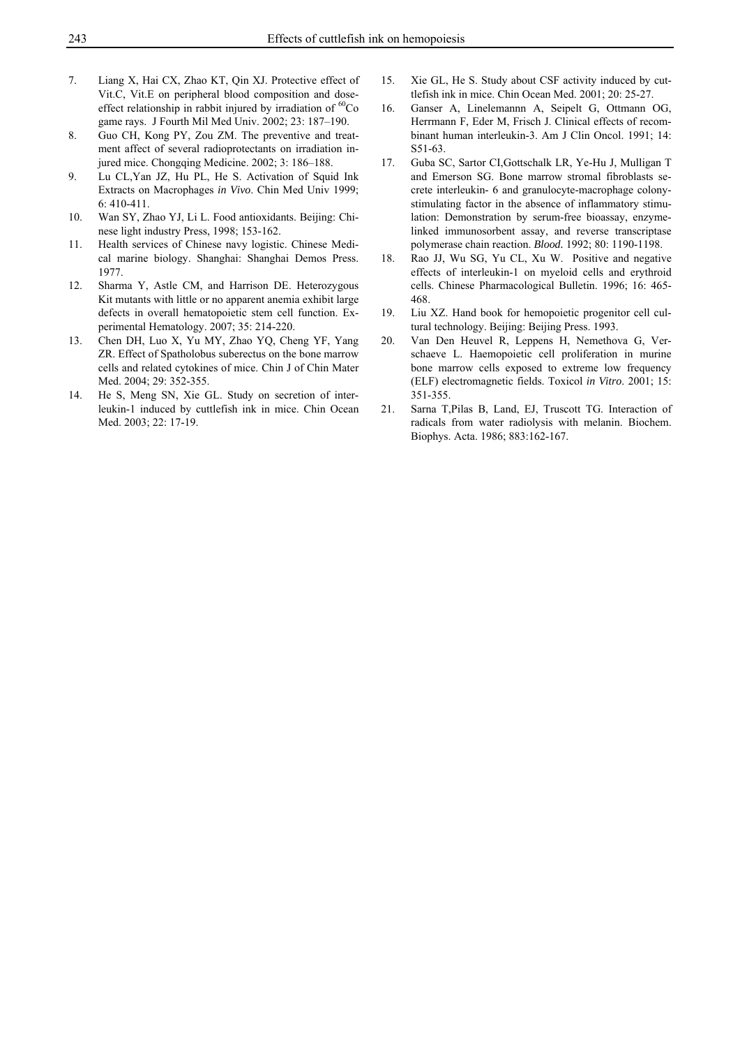7. Liang X, Hai CX, Zhao KT, Qin XJ. Protective effect of Vit.C, Vit.E on peripheral blood composition and dose-effect relationship in rabbit injured by irradiation of $^{60}$Co game rays. J Fourth Mil Med Univ. 2002; 23: 187–190.
8. Guo CH, Kong PY, Zou ZM. The preventive and treatment affect of several radioprotectants on irradiation injured mice. Chongqing Medicine. 2002; 3: 186–188.
9. Lu CL,Yan JZ, Hu PL, He S. Activation of Squid Ink Extracts on Macrophages *in Vivo*. Chin Med Univ 1999; 6: 410-411.
10. Wan SY, Zhao YJ, Li L. Food antioxidants. Beijing: Chinese light industry Press, 1998; 153-162.
11. Health services of Chinese navy logistic. Chinese Medical marine biology. Shanghai: Shanghai Demos Press. 1977.
12. Sharma Y, Astle CM, and Harrison DE. Heterozygous Kit mutants with little or no apparent anemia exhibit large defects in overall hematopoietic stem cell function. Experimental Hematology. 2007; 35: 214-220.
13. Chen DH, Luo X, Yu MY, Zhao YQ, Cheng YF, Yang ZR. Effect of Spatholobus suberectus on the bone marrow cells and related cytokines of mice. Chin J of Chin Mater Med. 2004; 29: 352-355.
14. He S, Meng SN, Xie GL. Study on secretion of interleukin-1 induced by cuttlefish ink in mice. Chin Ocean Med. 2003; 22: 17-19.
15. Xie GL, He S. Study about CSF activity induced by cuttlefish ink in mice. Chin Ocean Med. 2001; 20: 25-27.
16. Ganser A, Linelemannn A, Seipelt G, Ottmann OG, Herrmann F, Eder M, Frisch J. Clinical effects of recombinant human interleukin-3. Am J Clin Oncol. 1991; 14: S51-63.
17. Guba SC, Sartor CI,Gottschalk LR, Ye-Hu J, Mulligan T and Emerson SG. Bone marrow stromal fibroblasts secrete interleukin- 6 and granulocyte-macrophage colony-stimulating factor in the absence of inflammatory stimulation: Demonstration by serum-free bioassay, enzyme-linked immunosorbent assay, and reverse transcriptase polymerase chain reaction. *Blood.* 1992; 80: 1190-1198.
18. Rao JJ, Wu SG, Yu CL, Xu W. Positive and negative effects of interleukin-1 on myeloid cells and erythroid cells. Chinese Pharmacological Bulletin. 1996; 16: 465-468.
19. Liu XZ. Hand book for hemopoietic progenitor cell cultural technology. Beijing: Beijing Press. 1993.
20. Van Den Heuvel R, Leppens H, Nemethova G, Verschaeve L. Haemopoietic cell proliferation in murine bone marrow cells exposed to extreme low frequency (ELF) electromagnetic fields. Toxicol *in Vitro*. 2001; 15: 351-355.
21. Sarna T,Pilas B, Land, EJ, Truscott TG. Interaction of radicals from water radiolysis with melanin. Biochem. Biophys. Acta. 1986; 883:162-167.